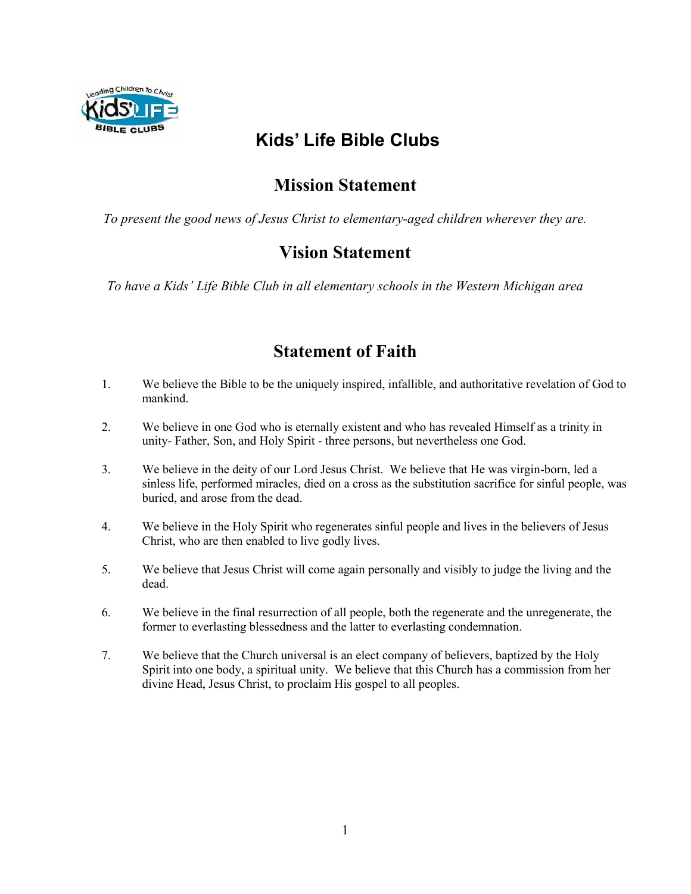# Kids' Life Bible Clubs

## Mission Statement

*To present the good news of Jesus Christ to elementary-aged children wherever they are.*

## Vision Statement

*To have a Kids' Life Bible Club in all elementary schools in the Western Michigan area*

## Statement of Faith

1. We believe the Bible to be the uniquely inspired, infallible, and authoritative revelation of God to mankind.

2. We believe in one God who is eternally existent and who has revealed Himself as a trinity in unity- Father, Son, and Holy Spirit - three persons, but nevertheless one God.

3. We believe in the deity of our Lord Jesus Christ. We believe that He was virgin-born, led a sinless life, performed miracles, died on a cross as the substitution sacrifice for sinful people, was buried, and arose from the dead.

4. We believe in the Holy Spirit who regenerates sinful people and lives in the believers of Jesus Christ, who are then enabled to live godly lives.

5. We believe that Jesus Christ will come again personally and visibly to judge the living and the dead.

6. We believe in the final resurrection of all people, both the regenerate and the unregenerate, the former to everlasting blessedness and the latter to everlasting condemnation.

7. We believe that the Church universal is an elect company of believers, baptized by the Holy Spirit into one body, a spiritual unity. We believe that this Church has a commission from her divine Head, Jesus Christ, to proclaim His gospel to all peoples.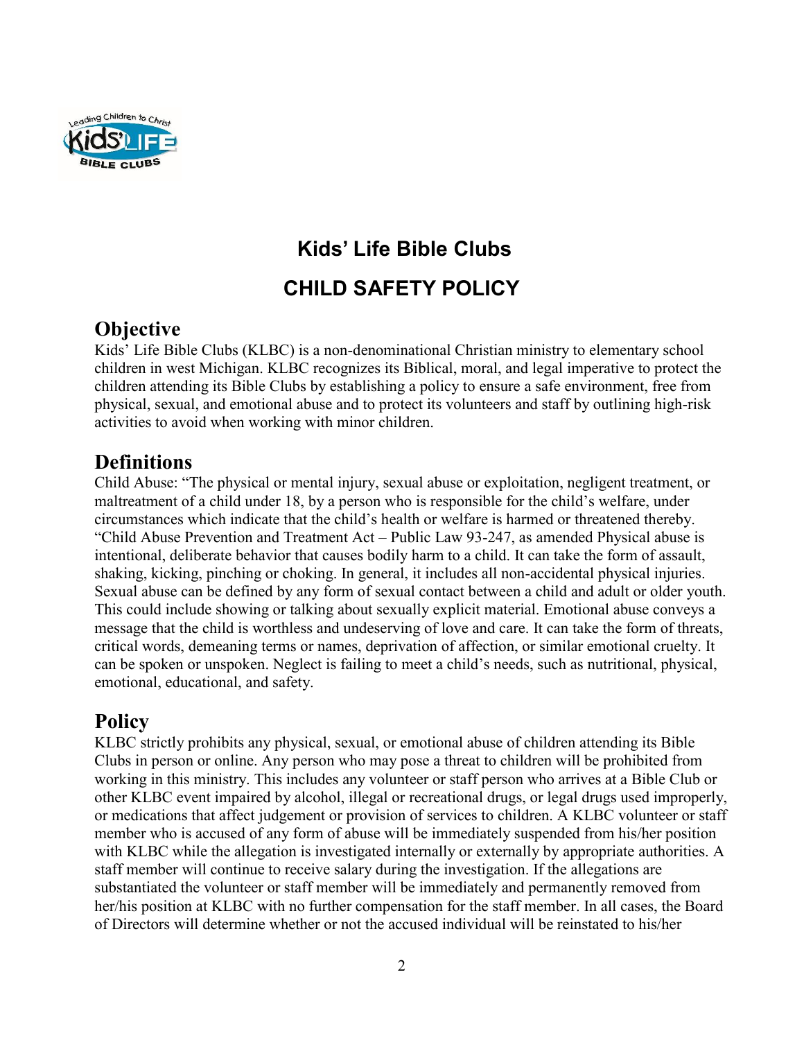# Kids' Life Bible Clubs

# CHILD SAFETY POLICY

## Objective

Kids' Life Bible Clubs (KLBC) is a non-denominational Christian ministry to elementary school children in west Michigan. KLBC recognizes its Biblical, moral, and legal imperative to protect the children attending its Bible Clubs by establishing a policy to ensure a safe environment, free from physical, sexual, and emotional abuse and to protect its volunteers and staff by outlining high-risk activities to avoid when working with minor children.

## Definitions

Child Abuse: "The physical or mental injury, sexual abuse or exploitation, negligent treatment, or maltreatment of a child under 18, by a person who is responsible for the child's welfare, under circumstances which indicate that the child's health or welfare is harmed or threatened thereby. "Child Abuse Prevention and Treatment Act – Public Law 93-247, as amended Physical abuse is intentional, deliberate behavior that causes bodily harm to a child. It can take the form of assault, shaking, kicking, pinching or choking. In general, it includes all non-accidental physical injuries. Sexual abuse can be defined by any form of sexual contact between a child and adult or older youth. This could include showing or talking about sexually explicit material. Emotional abuse conveys a message that the child is worthless and undeserving of love and care. It can take the form of threats, critical words, demeaning terms or names, deprivation of affection, or similar emotional cruelty. It can be spoken or unspoken. Neglect is failing to meet a child's needs, such as nutritional, physical, emotional, educational, and safety.

## Policy

KLBC strictly prohibits any physical, sexual, or emotional abuse of children attending its Bible Clubs in person or online. Any person who may pose a threat to children will be prohibited from working in this ministry. This includes any volunteer or staff person who arrives at a Bible Club or other KLBC event impaired by alcohol, illegal or recreational drugs, or legal drugs used improperly, or medications that affect judgement or provision of services to children. A KLBC volunteer or staff member who is accused of any form of abuse will be immediately suspended from his/her position with KLBC while the allegation is investigated internally or externally by appropriate authorities. A staff member will continue to receive salary during the investigation. If the allegations are substantiated the volunteer or staff member will be immediately and permanently removed from her/his position at KLBC with no further compensation for the staff member. In all cases, the Board of Directors will determine whether or not the accused individual will be reinstated to his/her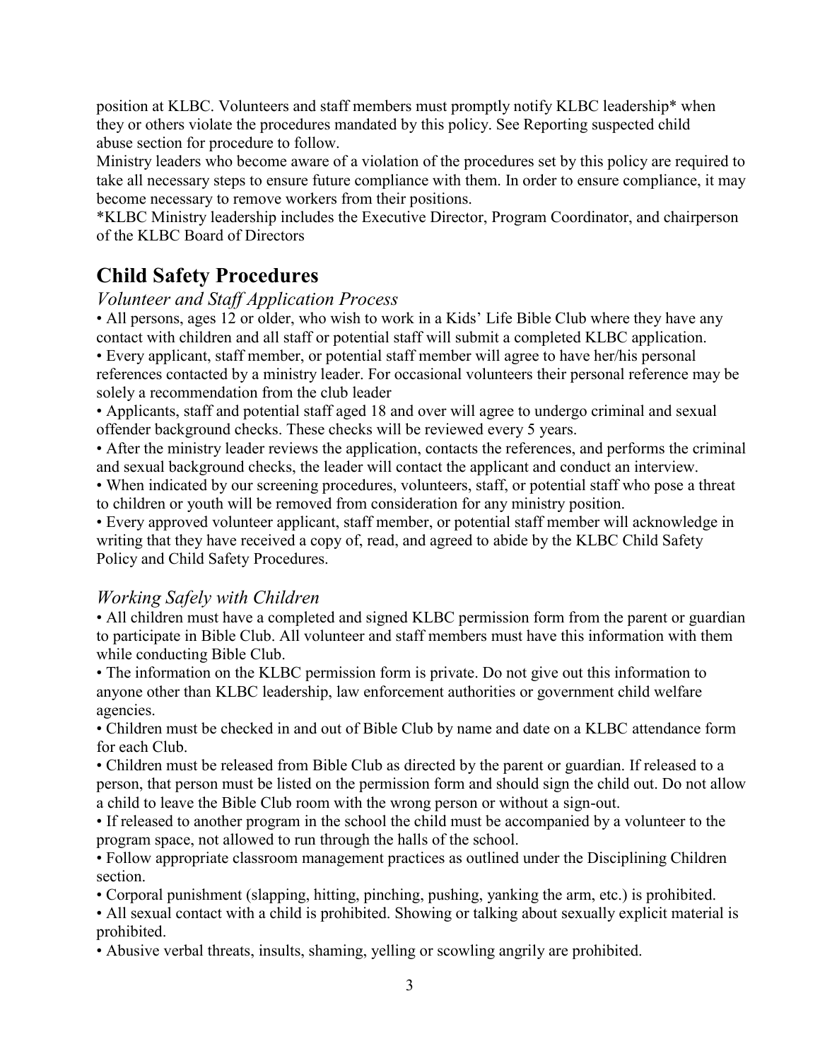position at KLBC. Volunteers and staff members must promptly notify KLBC leadership* when they or others violate the procedures mandated by this policy. See Reporting suspected child abuse section for procedure to follow.

Ministry leaders who become aware of a violation of the procedures set by this policy are required to take all necessary steps to ensure future compliance with them. In order to ensure compliance, it may become necessary to remove workers from their positions.

*KLBC Ministry leadership includes the Executive Director, Program Coordinator, and chairperson of the KLBC Board of Directors

# Child Safety Procedures

## *Volunteer and Staff Application Process*

- All persons, ages 12 or older, who wish to work in a Kids' Life Bible Club where they have any contact with children and all staff or potential staff will submit a completed KLBC application.
- Every applicant, staff member, or potential staff member will agree to have her/his personal references contacted by a ministry leader. For occasional volunteers their personal reference may be solely a recommendation from the club leader
- Applicants, staff and potential staff aged 18 and over will agree to undergo criminal and sexual offender background checks. These checks will be reviewed every 5 years.
- After the ministry leader reviews the application, contacts the references, and performs the criminal and sexual background checks, the leader will contact the applicant and conduct an interview.
- When indicated by our screening procedures, volunteers, staff, or potential staff who pose a threat to children or youth will be removed from consideration for any ministry position.
- Every approved volunteer applicant, staff member, or potential staff member will acknowledge in writing that they have received a copy of, read, and agreed to abide by the KLBC Child Safety Policy and Child Safety Procedures.

## *Working Safely with Children*

- All children must have a completed and signed KLBC permission form from the parent or guardian to participate in Bible Club. All volunteer and staff members must have this information with them while conducting Bible Club.
- The information on the KLBC permission form is private. Do not give out this information to anyone other than KLBC leadership, law enforcement authorities or government child welfare agencies.
- Children must be checked in and out of Bible Club by name and date on a KLBC attendance form for each Club.
- Children must be released from Bible Club as directed by the parent or guardian. If released to a person, that person must be listed on the permission form and should sign the child out. Do not allow a child to leave the Bible Club room with the wrong person or without a sign-out.
- If released to another program in the school the child must be accompanied by a volunteer to the program space, not allowed to run through the halls of the school.
- Follow appropriate classroom management practices as outlined under the Disciplining Children section.
- Corporal punishment (slapping, hitting, pinching, pushing, yanking the arm, etc.) is prohibited.
- All sexual contact with a child is prohibited. Showing or talking about sexually explicit material is prohibited.
- Abusive verbal threats, insults, shaming, yelling or scowling angrily are prohibited.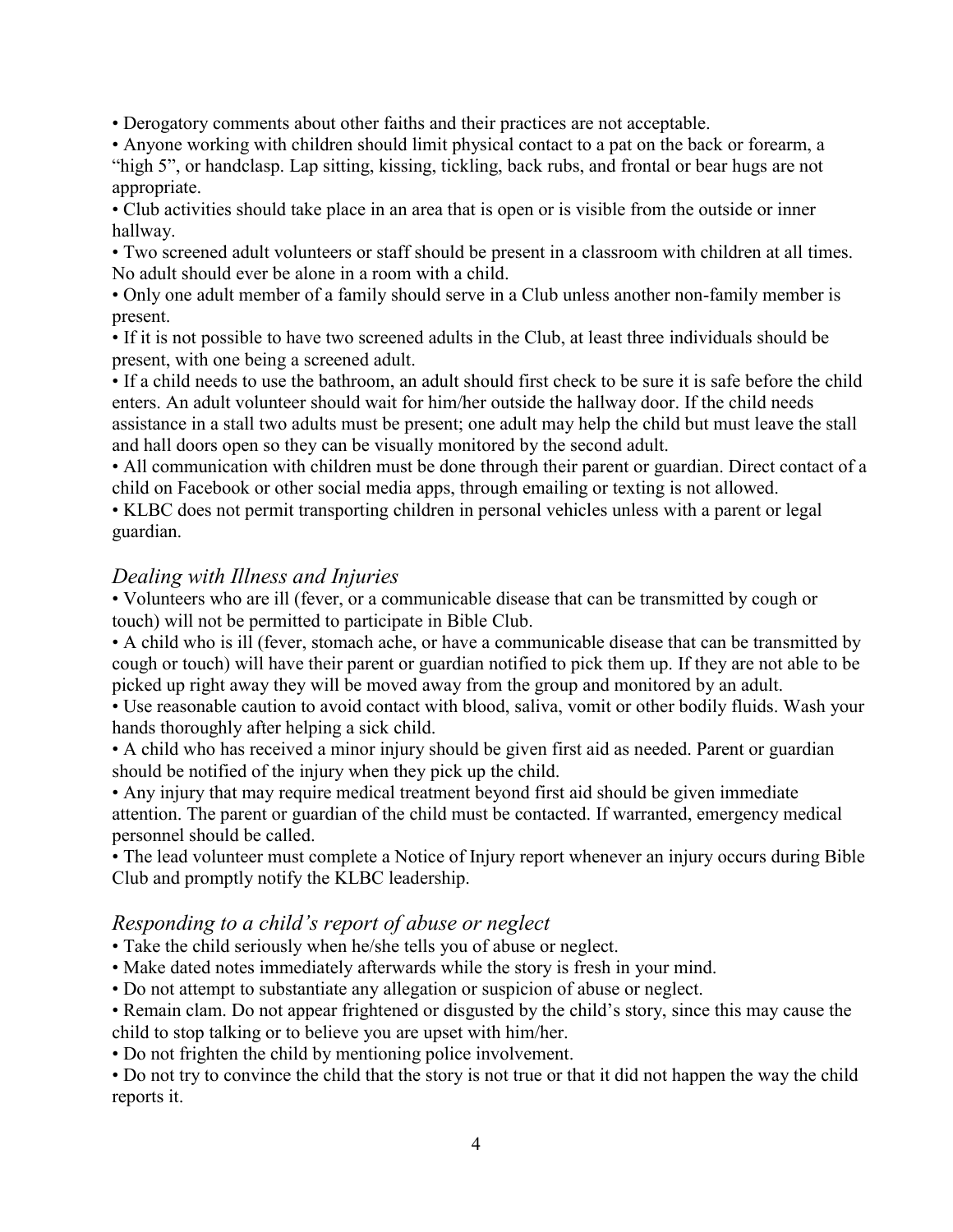• Derogatory comments about other faiths and their practices are not acceptable.

• Anyone working with children should limit physical contact to a pat on the back or forearm, a "high 5", or handclasp. Lap sitting, kissing, tickling, back rubs, and frontal or bear hugs are not appropriate.

• Club activities should take place in an area that is open or is visible from the outside or inner hallway.

• Two screened adult volunteers or staff should be present in a classroom with children at all times. No adult should ever be alone in a room with a child.

• Only one adult member of a family should serve in a Club unless another non-family member is present.

• If it is not possible to have two screened adults in the Club, at least three individuals should be present, with one being a screened adult.

• If a child needs to use the bathroom, an adult should first check to be sure it is safe before the child enters. An adult volunteer should wait for him/her outside the hallway door. If the child needs assistance in a stall two adults must be present; one adult may help the child but must leave the stall and hall doors open so they can be visually monitored by the second adult.

• All communication with children must be done through their parent or guardian. Direct contact of a child on Facebook or other social media apps, through emailing or texting is not allowed.

• KLBC does not permit transporting children in personal vehicles unless with a parent or legal guardian.

## *Dealing with Illness and Injuries*

• Volunteers who are ill (fever, or a communicable disease that can be transmitted by cough or touch) will not be permitted to participate in Bible Club.

• A child who is ill (fever, stomach ache, or have a communicable disease that can be transmitted by cough or touch) will have their parent or guardian notified to pick them up. If they are not able to be picked up right away they will be moved away from the group and monitored by an adult.

• Use reasonable caution to avoid contact with blood, saliva, vomit or other bodily fluids. Wash your hands thoroughly after helping a sick child.

• A child who has received a minor injury should be given first aid as needed. Parent or guardian should be notified of the injury when they pick up the child.

• Any injury that may require medical treatment beyond first aid should be given immediate attention. The parent or guardian of the child must be contacted. If warranted, emergency medical personnel should be called.

• The lead volunteer must complete a Notice of Injury report whenever an injury occurs during Bible Club and promptly notify the KLBC leadership.

## *Responding to a child's report of abuse or neglect*

• Take the child seriously when he/she tells you of abuse or neglect.

• Make dated notes immediately afterwards while the story is fresh in your mind.

• Do not attempt to substantiate any allegation or suspicion of abuse or neglect.

• Remain clam. Do not appear frightened or disgusted by the child's story, since this may cause the child to stop talking or to believe you are upset with him/her.

• Do not frighten the child by mentioning police involvement.

• Do not try to convince the child that the story is not true or that it did not happen the way the child reports it.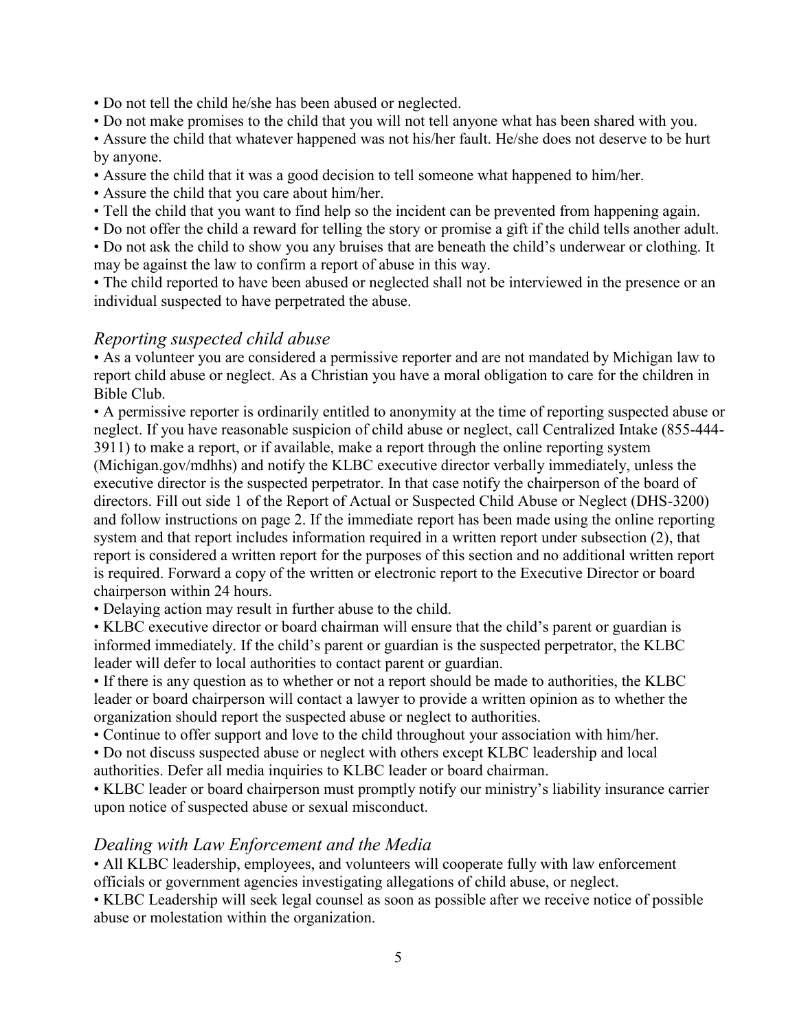- Do not tell the child he/she has been abused or neglected.
- Do not make promises to the child that you will not tell anyone what has been shared with you.
- Assure the child that whatever happened was not his/her fault. He/she does not deserve to be hurt by anyone.
- Assure the child that it was a good decision to tell someone what happened to him/her.
- Assure the child that you care about him/her.
- Tell the child that you want to find help so the incident can be prevented from happening again.
- Do not offer the child a reward for telling the story or promise a gift if the child tells another adult.
- Do not ask the child to show you any bruises that are beneath the child's underwear or clothing. It may be against the law to confirm a report of abuse in this way.
- The child reported to have been abused or neglected shall not be interviewed in the presence or an individual suspected to have perpetrated the abuse.

## *Reporting suspected child abuse*

- As a volunteer you are considered a permissive reporter and are not mandated by Michigan law to report child abuse or neglect. As a Christian you have a moral obligation to care for the children in Bible Club.
- A permissive reporter is ordinarily entitled to anonymity at the time of reporting suspected abuse or neglect. If you have reasonable suspicion of child abuse or neglect, call Centralized Intake (855-444-3911) to make a report, or if available, make a report through the online reporting system (Michigan.gov/mdhhs) and notify the KLBC executive director verbally immediately, unless the executive director is the suspected perpetrator. In that case notify the chairperson of the board of directors. Fill out side 1 of the Report of Actual or Suspected Child Abuse or Neglect (DHS-3200) and follow instructions on page 2. If the immediate report has been made using the online reporting system and that report includes information required in a written report under subsection (2), that report is considered a written report for the purposes of this section and no additional written report is required. Forward a copy of the written or electronic report to the Executive Director or board chairperson within 24 hours.
- Delaying action may result in further abuse to the child.
- KLBC executive director or board chairman will ensure that the child's parent or guardian is informed immediately. If the child's parent or guardian is the suspected perpetrator, the KLBC leader will defer to local authorities to contact parent or guardian.
- If there is any question as to whether or not a report should be made to authorities, the KLBC leader or board chairperson will contact a lawyer to provide a written opinion as to whether the organization should report the suspected abuse or neglect to authorities.
- Continue to offer support and love to the child throughout your association with him/her.
- Do not discuss suspected abuse or neglect with others except KLBC leadership and local authorities. Defer all media inquiries to KLBC leader or board chairman.
- KLBC leader or board chairperson must promptly notify our ministry's liability insurance carrier upon notice of suspected abuse or sexual misconduct.

## *Dealing with Law Enforcement and the Media*

- All KLBC leadership, employees, and volunteers will cooperate fully with law enforcement officials or government agencies investigating allegations of child abuse, or neglect.
- KLBC Leadership will seek legal counsel as soon as possible after we receive notice of possible abuse or molestation within the organization.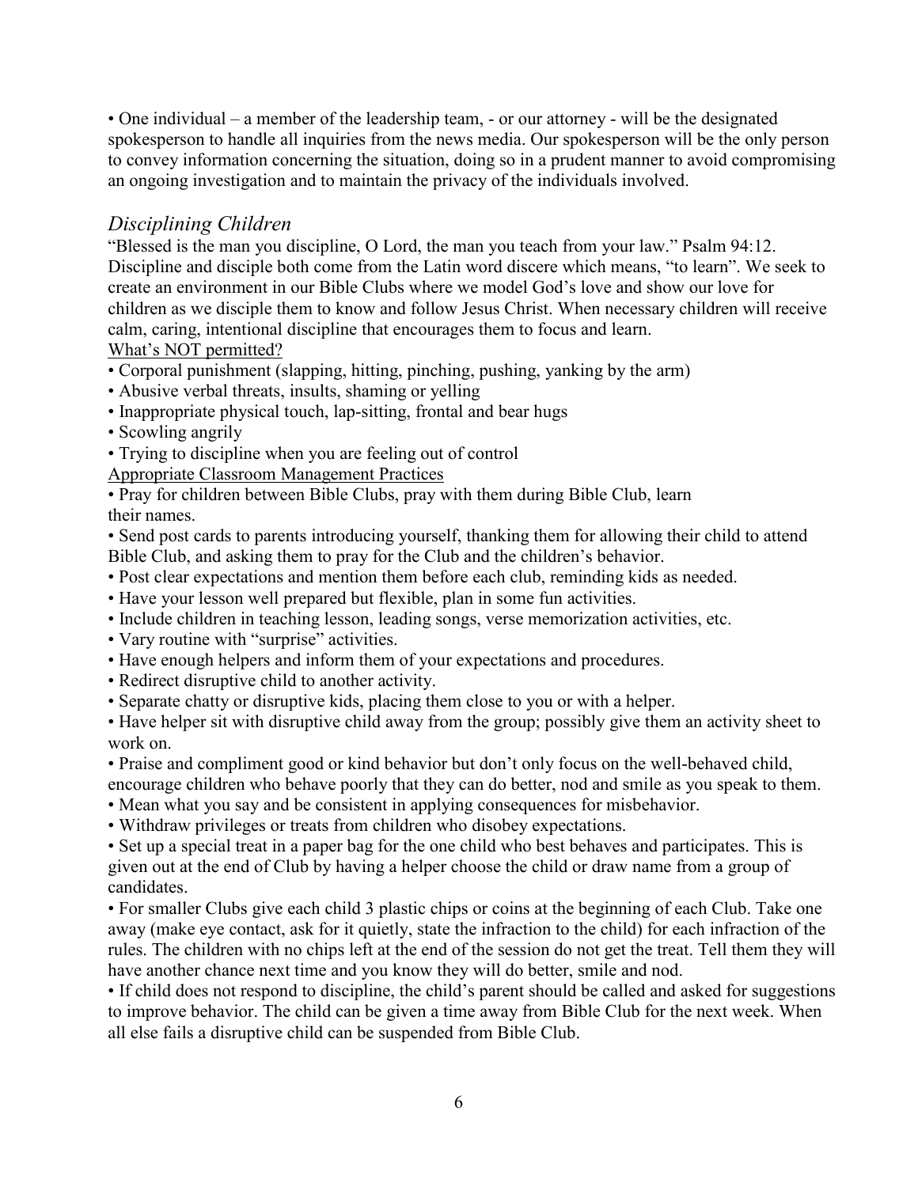• One individual – a member of the leadership team, - or our attorney - will be the designated spokesperson to handle all inquiries from the news media. Our spokesperson will be the only person to convey information concerning the situation, doing so in a prudent manner to avoid compromising an ongoing investigation and to maintain the privacy of the individuals involved.

## *Disciplining Children*

"Blessed is the man you discipline, O Lord, the man you teach from your law." Psalm 94:12. Discipline and disciple both come from the Latin word discere which means, "to learn". We seek to create an environment in our Bible Clubs where we model God's love and show our love for children as we disciple them to know and follow Jesus Christ. When necessary children will receive calm, caring, intentional discipline that encourages them to focus and learn.

<u>What's NOT permitted?</u>

• Corporal punishment (slapping, hitting, pinching, pushing, yanking by the arm)
• Abusive verbal threats, insults, shaming or yelling
• Inappropriate physical touch, lap-sitting, frontal and bear hugs
• Scowling angrily
• Trying to discipline when you are feeling out of control

<u>Appropriate Classroom Management Practices</u>

• Pray for children between Bible Clubs, pray with them during Bible Club, learn their names.
• Send post cards to parents introducing yourself, thanking them for allowing their child to attend Bible Club, and asking them to pray for the Club and the children's behavior.
• Post clear expectations and mention them before each club, reminding kids as needed.
• Have your lesson well prepared but flexible, plan in some fun activities.
• Include children in teaching lesson, leading songs, verse memorization activities, etc.
• Vary routine with "surprise" activities.
• Have enough helpers and inform them of your expectations and procedures.
• Redirect disruptive child to another activity.
• Separate chatty or disruptive kids, placing them close to you or with a helper.
• Have helper sit with disruptive child away from the group; possibly give them an activity sheet to work on.
• Praise and compliment good or kind behavior but don't only focus on the well-behaved child, encourage children who behave poorly that they can do better, nod and smile as you speak to them.
• Mean what you say and be consistent in applying consequences for misbehavior.
• Withdraw privileges or treats from children who disobey expectations.
• Set up a special treat in a paper bag for the one child who best behaves and participates. This is given out at the end of Club by having a helper choose the child or draw name from a group of candidates.
• For smaller Clubs give each child 3 plastic chips or coins at the beginning of each Club. Take one away (make eye contact, ask for it quietly, state the infraction to the child) for each infraction of the rules. The children with no chips left at the end of the session do not get the treat. Tell them they will have another chance next time and you know they will do better, smile and nod.
• If child does not respond to discipline, the child's parent should be called and asked for suggestions to improve behavior. The child can be given a time away from Bible Club for the next week. When all else fails a disruptive child can be suspended from Bible Club.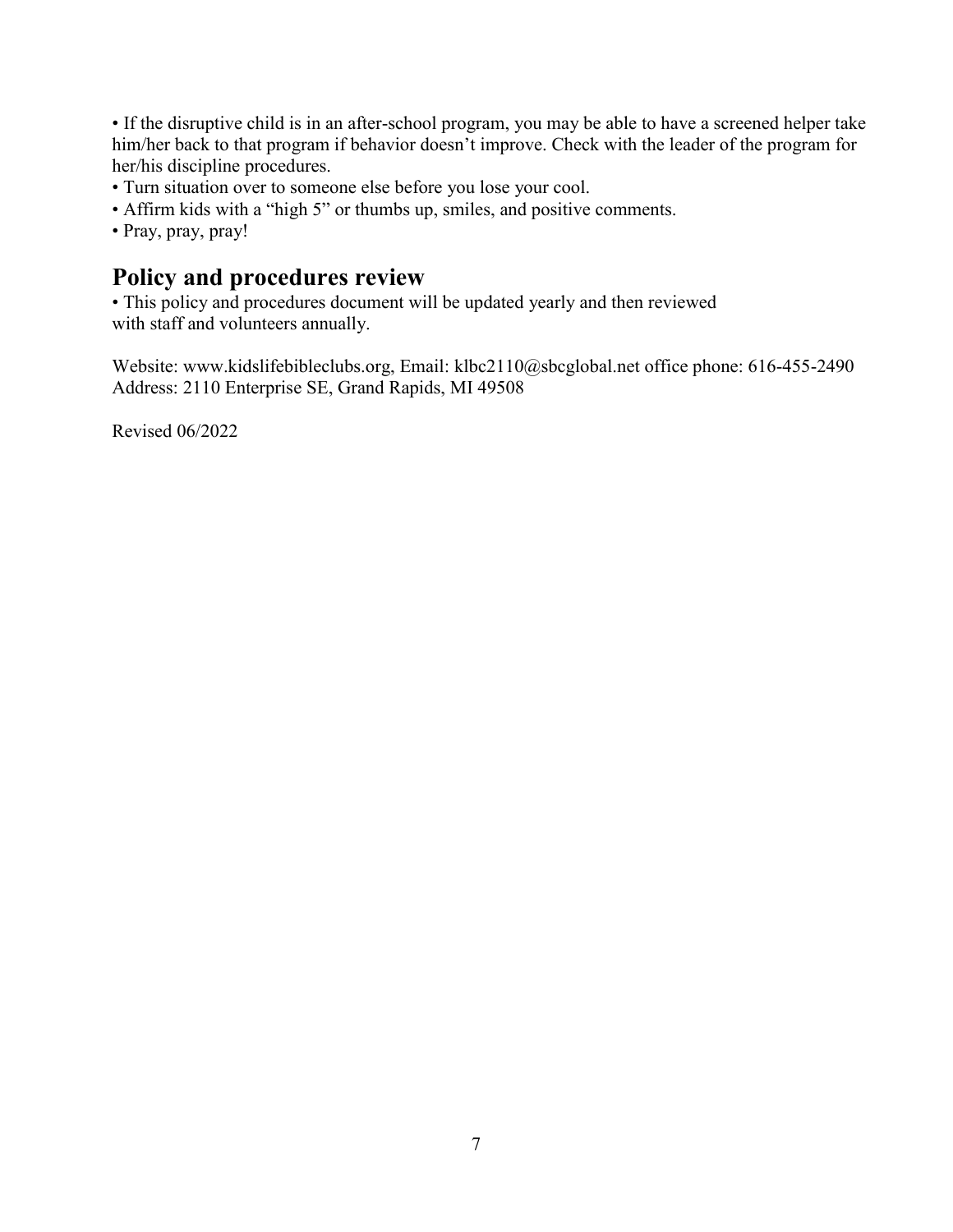- If the disruptive child is in an after-school program, you may be able to have a screened helper take him/her back to that program if behavior doesn't improve. Check with the leader of the program for her/his discipline procedures.
- Turn situation over to someone else before you lose your cool.
- Affirm kids with a "high 5" or thumbs up, smiles, and positive comments.
- Pray, pray, pray!

## Policy and procedures review

- This policy and procedures document will be updated yearly and then reviewed with staff and volunteers annually.

Website: www.kidslifebibleclubs.org, Email: klbc2110@sbcglobal.net office phone: 616-455-2490
Address: 2110 Enterprise SE, Grand Rapids, MI 49508

Revised 06/2022